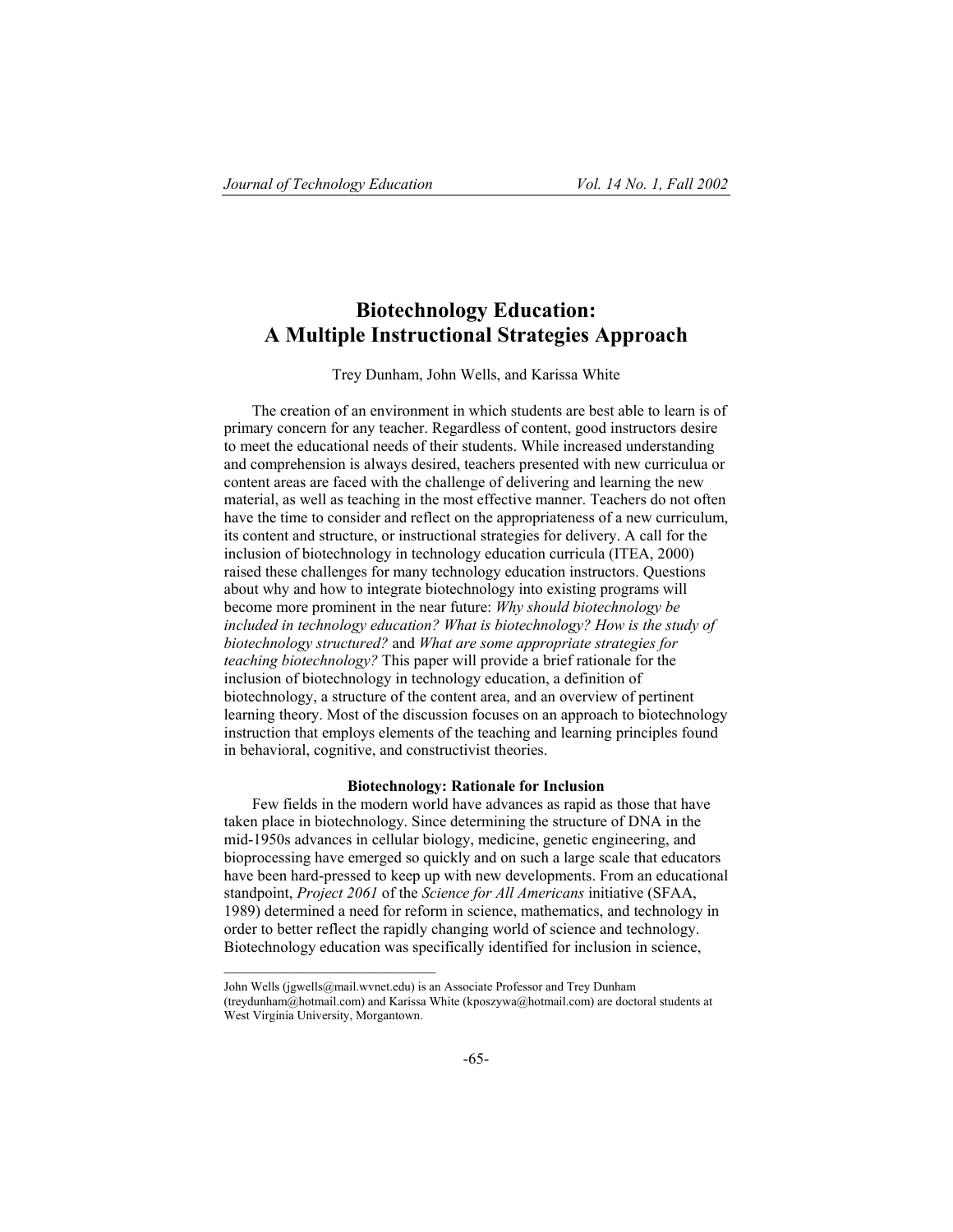# Biotechnology Education: A Multiple Instructional Strategies Approach

Trey Dunham, John Wells, and Karissa White

The creation of an environment in which students are best able to learn is of primary concern for any teacher. Regardless of content, good instructors desire to meet the educational needs of their students. While increased understanding and comprehension is always desired, teachers presented with new curriculua or content areas are faced with the challenge of delivering and learning the new material, as well as teaching in the most effective manner. Teachers do not often have the time to consider and reflect on the appropriateness of a new curriculum, its content and structure, or instructional strategies for delivery. A call for the inclusion of biotechnology in technology education curricula (ITEA, 2000) raised these challenges for many technology education instructors. Questions about why and how to integrate biotechnology into existing programs will become more prominent in the near future: *Why should biotechnology be included in technology education? What is biotechnology? How is the study of biotechnology structured?* and *What are some appropriate strategies for teaching biotechnology?* This paper will provide a brief rationale for the inclusion of biotechnology in technology education, a definition of biotechnology, a structure of the content area, and an overview of pertinent learning theory. Most of the discussion focuses on an approach to biotechnology instruction that employs elements of the teaching and learning principles found in behavioral, cognitive, and constructivist theories.

## Biotechnology: Rationale for Inclusion

Few fields in the modern world have advances as rapid as those that have taken place in biotechnology. Since determining the structure of DNA in the mid-1950s advances in cellular biology, medicine, genetic engineering, and bioprocessing have emerged so quickly and on such a large scale that educators have been hard-pressed to keep up with new developments. From an educational standpoint, *Project 2061* of the *Science for All Americans* initiative (SFAA, 1989) determined a need for reform in science, mathematics, and technology in order to better reflect the rapidly changing world of science and technology. Biotechnology education was specifically identified for inclusion in science,

---

John Wells (jgwells@mail.wvnet.edu) is an Associate Professor and Trey Dunham (treydunham@hotmail.com) and Karissa White (kposzywa@hotmail.com) are doctoral students at West Virginia University, Morgantown.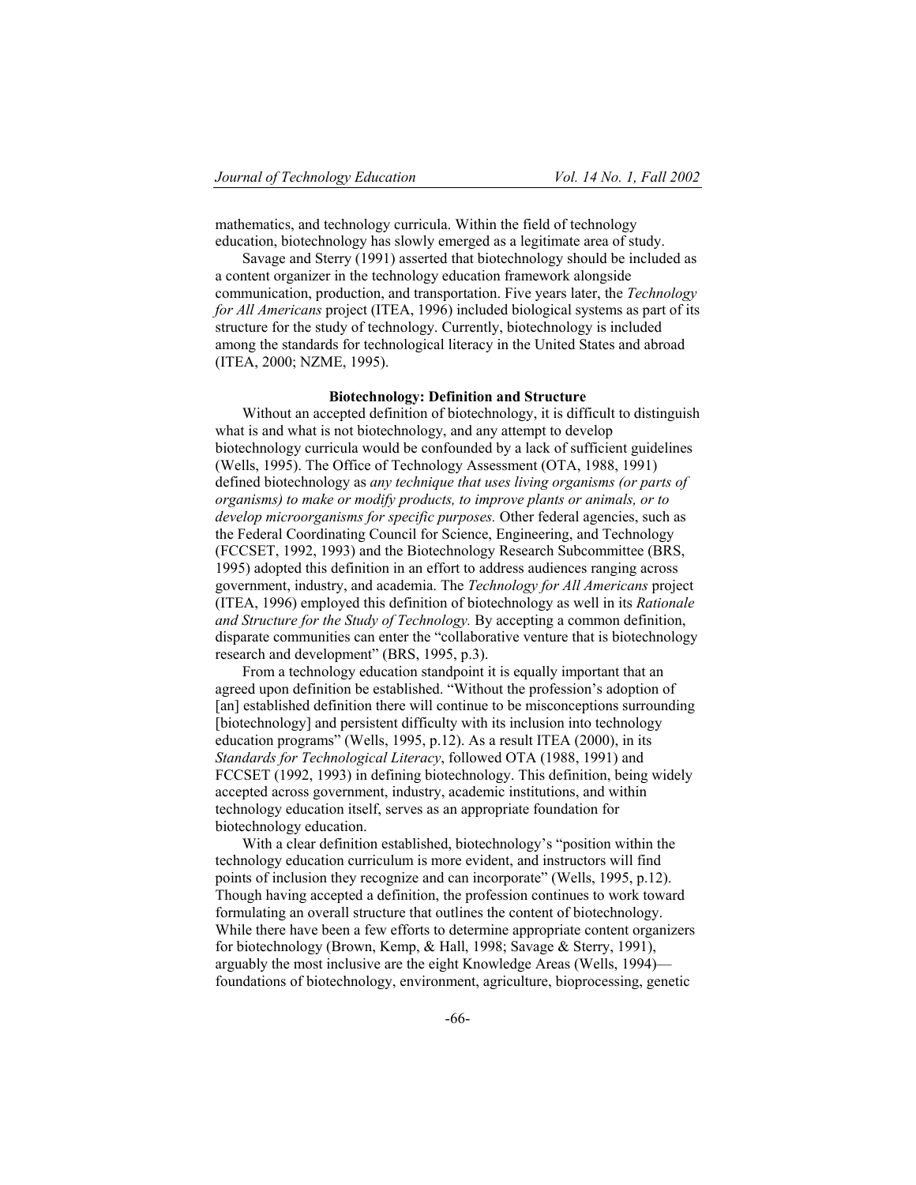mathematics, and technology curricula. Within the field of technology education, biotechnology has slowly emerged as a legitimate area of study.

Savage and Sterry (1991) asserted that biotechnology should be included as a content organizer in the technology education framework alongside communication, production, and transportation. Five years later, the *Technology for All Americans* project (ITEA, 1996) included biological systems as part of its structure for the study of technology. Currently, biotechnology is included among the standards for technological literacy in the United States and abroad (ITEA, 2000; NZME, 1995).

**Biotechnology: Definition and Structure**

Without an accepted definition of biotechnology, it is difficult to distinguish what is and what is not biotechnology, and any attempt to develop biotechnology curricula would be confounded by a lack of sufficient guidelines (Wells, 1995). The Office of Technology Assessment (OTA, 1988, 1991) defined biotechnology as *any technique that uses living organisms (or parts of organisms) to make or modify products, to improve plants or animals, or to develop microorganisms for specific purposes.* Other federal agencies, such as the Federal Coordinating Council for Science, Engineering, and Technology (FCCSET, 1992, 1993) and the Biotechnology Research Subcommittee (BRS, 1995) adopted this definition in an effort to address audiences ranging across government, industry, and academia. The *Technology for All Americans* project (ITEA, 1996) employed this definition of biotechnology as well in its *Rationale and Structure for the Study of Technology.* By accepting a common definition, disparate communities can enter the "collaborative venture that is biotechnology research and development" (BRS, 1995, p.3).

From a technology education standpoint it is equally important that an agreed upon definition be established. "Without the profession's adoption of [an] established definition there will continue to be misconceptions surrounding [biotechnology] and persistent difficulty with its inclusion into technology education programs" (Wells, 1995, p.12). As a result ITEA (2000), in its *Standards for Technological Literacy*, followed OTA (1988, 1991) and FCCSET (1992, 1993) in defining biotechnology. This definition, being widely accepted across government, industry, academic institutions, and within technology education itself, serves as an appropriate foundation for biotechnology education.

With a clear definition established, biotechnology's "position within the technology education curriculum is more evident, and instructors will find points of inclusion they recognize and can incorporate" (Wells, 1995, p.12). Though having accepted a definition, the profession continues to work toward formulating an overall structure that outlines the content of biotechnology. While there have been a few efforts to determine appropriate content organizers for biotechnology (Brown, Kemp, & Hall, 1998; Savage & Sterry, 1991), arguably the most inclusive are the eight Knowledge Areas (Wells, 1994)—foundations of biotechnology, environment, agriculture, bioprocessing, genetic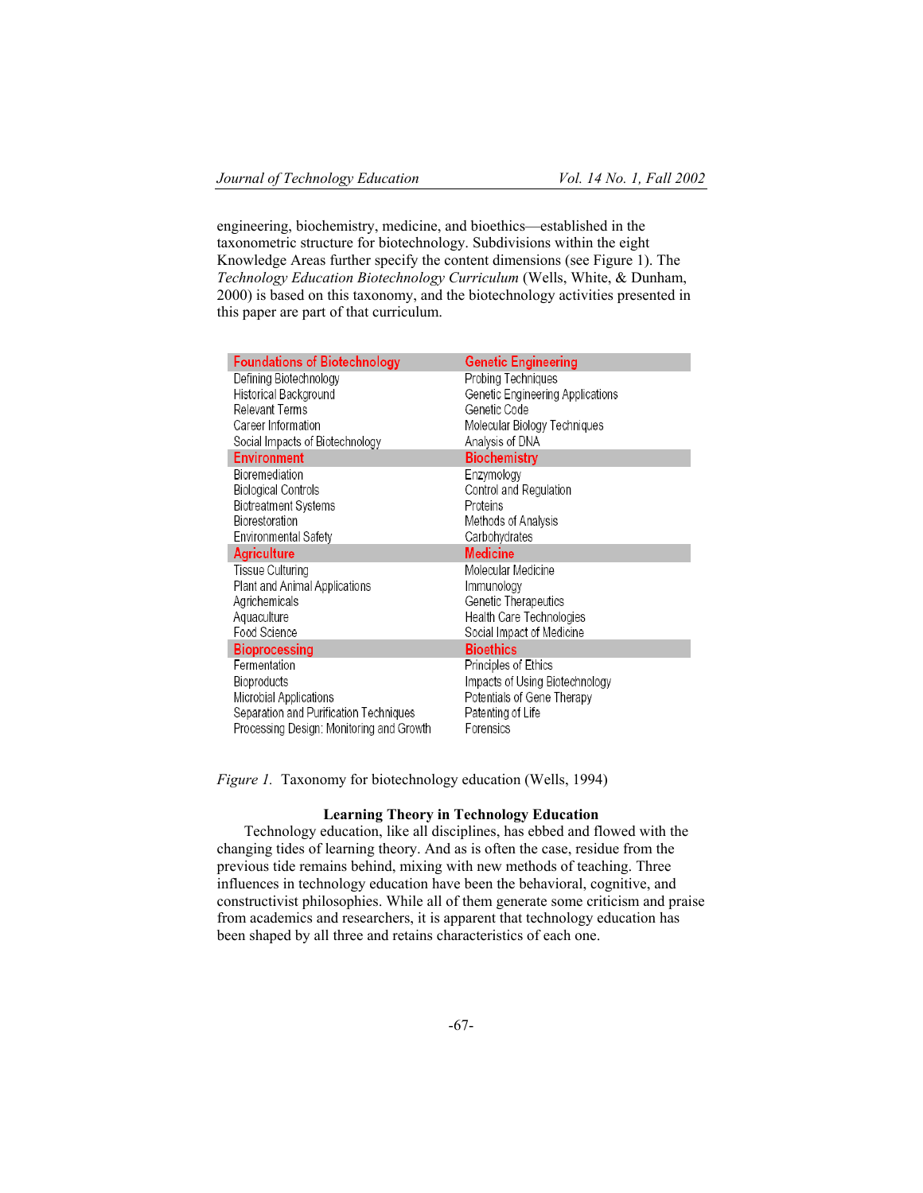engineering, biochemistry, medicine, and bioethics—established in the taxonometric structure for biotechnology. Subdivisions within the eight Knowledge Areas further specify the content dimensions (see Figure 1). The *Technology Education Biotechnology Curriculum* (Wells, White, & Dunham, 2000) is based on this taxonomy, and the biotechnology activities presented in this paper are part of that curriculum.

| Foundations of Biotechnology | Genetic Engineering |
|---|---|
| Defining Biotechnology | Probing Techniques |
| Historical Background | Genetic Engineering Applications |
| Relevant Terms | Genetic Code |
| Career Information | Molecular Biology Techniques |
| Social Impacts of Biotechnology | Analysis of DNA |
| **Environment** | **Biochemistry** |
| Bioremediation | Enzymology |
| Biological Controls | Control and Regulation |
| Biotreatment Systems | Proteins |
| Biorestoration | Methods of Analysis |
| Environmental Safety | Carbohydrates |
| **Agriculture** | **Medicine** |
| Tissue Culturing | Molecular Medicine |
| Plant and Animal Applications | Immunology |
| Agrichemicals | Genetic Therapeutics |
| Aquaculture | Health Care Technologies |
| Food Science | Social Impact of Medicine |
| **Bioprocessing** | **Bioethics** |
| Fermentation | Principles of Ethics |
| Bioproducts | Impacts of Using Biotechnology |
| Microbial Applications | Potentials of Gene Therapy |
| Separation and Purification Techniques | Patenting of Life |
| Processing Design: Monitoring and Growth | Forensics |

*Figure 1.* Taxonomy for biotechnology education (Wells, 1994)

## Learning Theory in Technology Education

Technology education, like all disciplines, has ebbed and flowed with the changing tides of learning theory. And as is often the case, residue from the previous tide remains behind, mixing with new methods of teaching. Three influences in technology education have been the behavioral, cognitive, and constructivist philosophies. While all of them generate some criticism and praise from academics and researchers, it is apparent that technology education has been shaped by all three and retains characteristics of each one.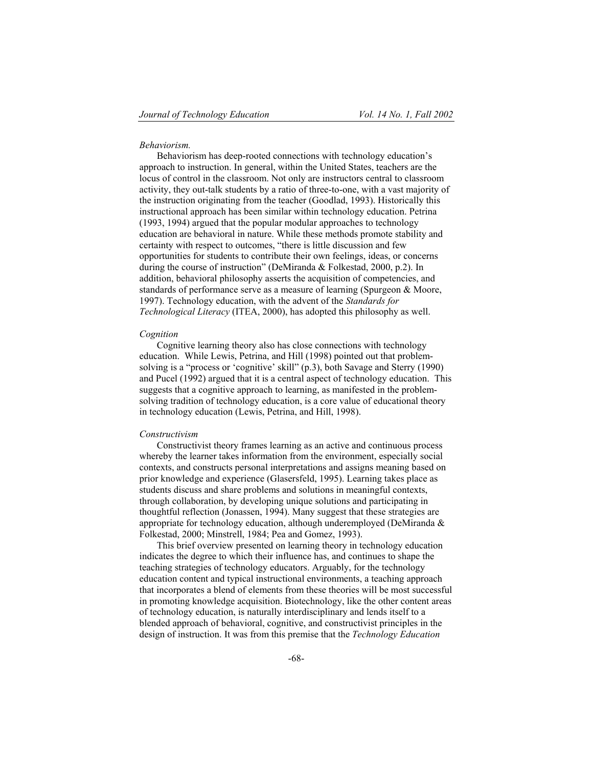*Behaviorism.*

Behaviorism has deep-rooted connections with technology education's approach to instruction. In general, within the United States, teachers are the locus of control in the classroom. Not only are instructors central to classroom activity, they out-talk students by a ratio of three-to-one, with a vast majority of the instruction originating from the teacher (Goodlad, 1993). Historically this instructional approach has been similar within technology education. Petrina (1993, 1994) argued that the popular modular approaches to technology education are behavioral in nature. While these methods promote stability and certainty with respect to outcomes, "there is little discussion and few opportunities for students to contribute their own feelings, ideas, or concerns during the course of instruction" (DeMiranda & Folkestad, 2000, p.2). In addition, behavioral philosophy asserts the acquisition of competencies, and standards of performance serve as a measure of learning (Spurgeon & Moore, 1997). Technology education, with the advent of the *Standards for Technological Literacy* (ITEA, 2000), has adopted this philosophy as well.

*Cognition*

Cognitive learning theory also has close connections with technology education. While Lewis, Petrina, and Hill (1998) pointed out that problem-solving is a "process or 'cognitive' skill" (p.3), both Savage and Sterry (1990) and Pucel (1992) argued that it is a central aspect of technology education. This suggests that a cognitive approach to learning, as manifested in the problem-solving tradition of technology education, is a core value of educational theory in technology education (Lewis, Petrina, and Hill, 1998).

*Constructivism*

Constructivist theory frames learning as an active and continuous process whereby the learner takes information from the environment, especially social contexts, and constructs personal interpretations and assigns meaning based on prior knowledge and experience (Glasersfeld, 1995). Learning takes place as students discuss and share problems and solutions in meaningful contexts, through collaboration, by developing unique solutions and participating in thoughtful reflection (Jonassen, 1994). Many suggest that these strategies are appropriate for technology education, although underemployed (DeMiranda & Folkestad, 2000; Minstrell, 1984; Pea and Gomez, 1993).

This brief overview presented on learning theory in technology education indicates the degree to which their influence has, and continues to shape the teaching strategies of technology educators. Arguably, for the technology education content and typical instructional environments, a teaching approach that incorporates a blend of elements from these theories will be most successful in promoting knowledge acquisition. Biotechnology, like the other content areas of technology education, is naturally interdisciplinary and lends itself to a blended approach of behavioral, cognitive, and constructivist principles in the design of instruction. It was from this premise that the *Technology Education*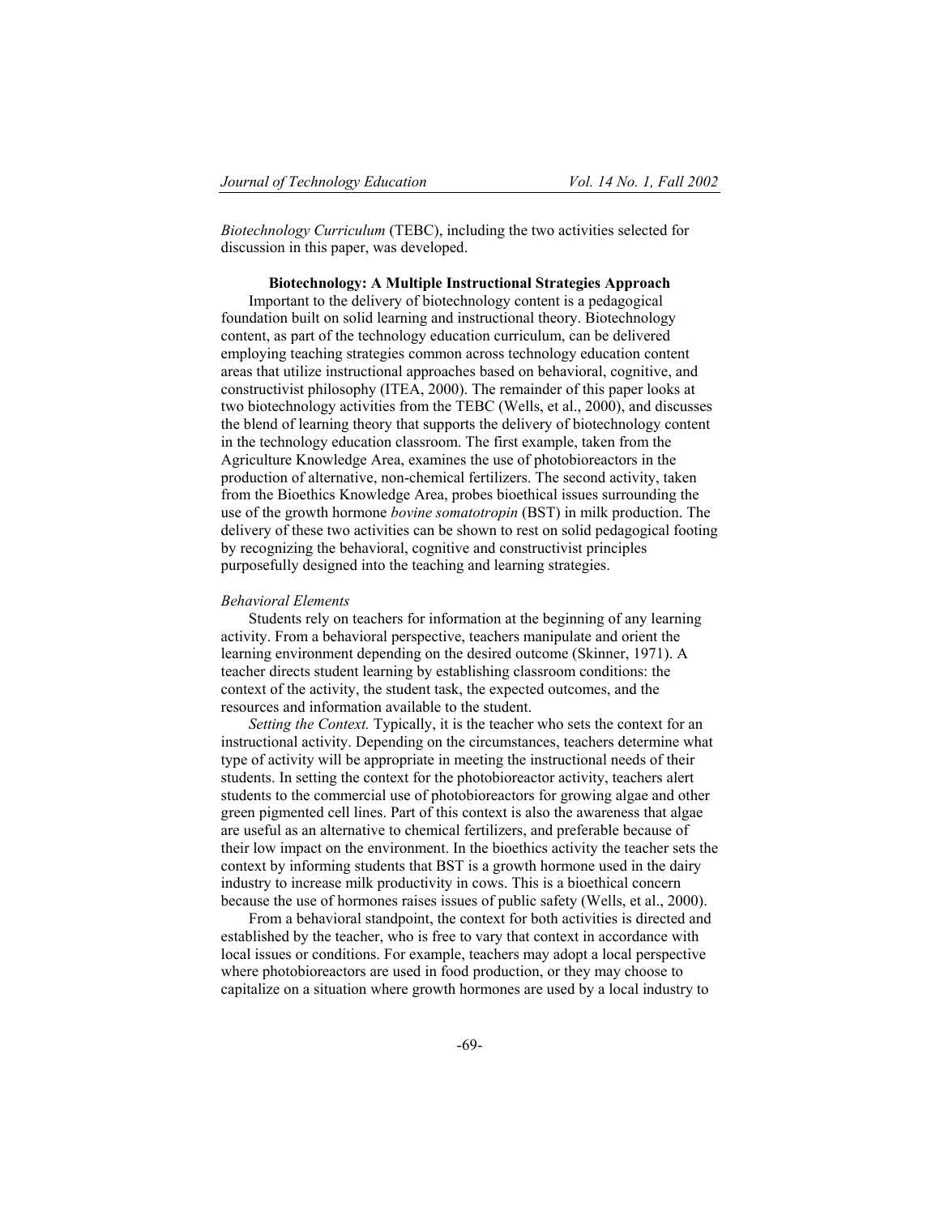*Biotechnology Curriculum* (TEBC), including the two activities selected for discussion in this paper, was developed.

## Biotechnology: A Multiple Instructional Strategies Approach

Important to the delivery of biotechnology content is a pedagogical foundation built on solid learning and instructional theory. Biotechnology content, as part of the technology education curriculum, can be delivered employing teaching strategies common across technology education content areas that utilize instructional approaches based on behavioral, cognitive, and constructivist philosophy (ITEA, 2000). The remainder of this paper looks at two biotechnology activities from the TEBC (Wells, et al., 2000), and discusses the blend of learning theory that supports the delivery of biotechnology content in the technology education classroom. The first example, taken from the Agriculture Knowledge Area, examines the use of photobioreactors in the production of alternative, non-chemical fertilizers. The second activity, taken from the Bioethics Knowledge Area, probes bioethical issues surrounding the use of the growth hormone *bovine somatotropin* (BST) in milk production. The delivery of these two activities can be shown to rest on solid pedagogical footing by recognizing the behavioral, cognitive and constructivist principles purposefully designed into the teaching and learning strategies.

### *Behavioral Elements*

Students rely on teachers for information at the beginning of any learning activity. From a behavioral perspective, teachers manipulate and orient the learning environment depending on the desired outcome (Skinner, 1971). A teacher directs student learning by establishing classroom conditions: the context of the activity, the student task, the expected outcomes, and the resources and information available to the student.

*Setting the Context.* Typically, it is the teacher who sets the context for an instructional activity. Depending on the circumstances, teachers determine what type of activity will be appropriate in meeting the instructional needs of their students. In setting the context for the photobioreactor activity, teachers alert students to the commercial use of photobioreactors for growing algae and other green pigmented cell lines. Part of this context is also the awareness that algae are useful as an alternative to chemical fertilizers, and preferable because of their low impact on the environment. In the bioethics activity the teacher sets the context by informing students that BST is a growth hormone used in the dairy industry to increase milk productivity in cows. This is a bioethical concern because the use of hormones raises issues of public safety (Wells, et al., 2000).

From a behavioral standpoint, the context for both activities is directed and established by the teacher, who is free to vary that context in accordance with local issues or conditions. For example, teachers may adopt a local perspective where photobioreactors are used in food production, or they may choose to capitalize on a situation where growth hormones are used by a local industry to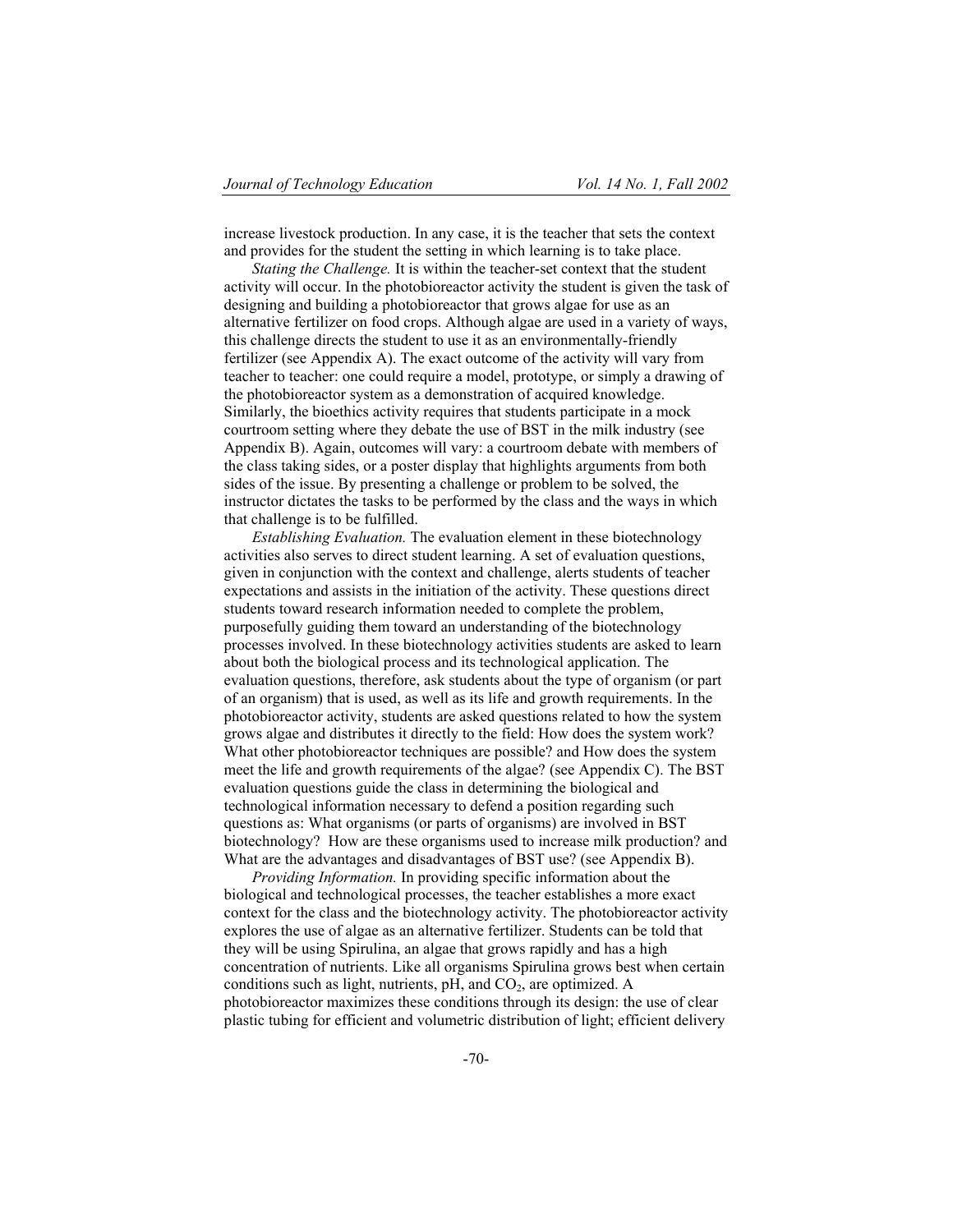increase livestock production. In any case, it is the teacher that sets the context and provides for the student the setting in which learning is to take place.

*Stating the Challenge.* It is within the teacher-set context that the student activity will occur. In the photobioreactor activity the student is given the task of designing and building a photobioreactor that grows algae for use as an alternative fertilizer on food crops. Although algae are used in a variety of ways, this challenge directs the student to use it as an environmentally-friendly fertilizer (see Appendix A). The exact outcome of the activity will vary from teacher to teacher: one could require a model, prototype, or simply a drawing of the photobioreactor system as a demonstration of acquired knowledge. Similarly, the bioethics activity requires that students participate in a mock courtroom setting where they debate the use of BST in the milk industry (see Appendix B). Again, outcomes will vary: a courtroom debate with members of the class taking sides, or a poster display that highlights arguments from both sides of the issue. By presenting a challenge or problem to be solved, the instructor dictates the tasks to be performed by the class and the ways in which that challenge is to be fulfilled.

*Establishing Evaluation.* The evaluation element in these biotechnology activities also serves to direct student learning. A set of evaluation questions, given in conjunction with the context and challenge, alerts students of teacher expectations and assists in the initiation of the activity. These questions direct students toward research information needed to complete the problem, purposefully guiding them toward an understanding of the biotechnology processes involved. In these biotechnology activities students are asked to learn about both the biological process and its technological application. The evaluation questions, therefore, ask students about the type of organism (or part of an organism) that is used, as well as its life and growth requirements. In the photobioreactor activity, students are asked questions related to how the system grows algae and distributes it directly to the field: How does the system work? What other photobioreactor techniques are possible? and How does the system meet the life and growth requirements of the algae? (see Appendix C). The BST evaluation questions guide the class in determining the biological and technological information necessary to defend a position regarding such questions as: What organisms (or parts of organisms) are involved in BST biotechnology? How are these organisms used to increase milk production? and What are the advantages and disadvantages of BST use? (see Appendix B).

*Providing Information.* In providing specific information about the biological and technological processes, the teacher establishes a more exact context for the class and the biotechnology activity. The photobioreactor activity explores the use of algae as an alternative fertilizer. Students can be told that they will be using Spirulina, an algae that grows rapidly and has a high concentration of nutrients. Like all organisms Spirulina grows best when certain conditions such as light, nutrients, pH, and $CO_2$, are optimized. A photobioreactor maximizes these conditions through its design: the use of clear plastic tubing for efficient and volumetric distribution of light; efficient delivery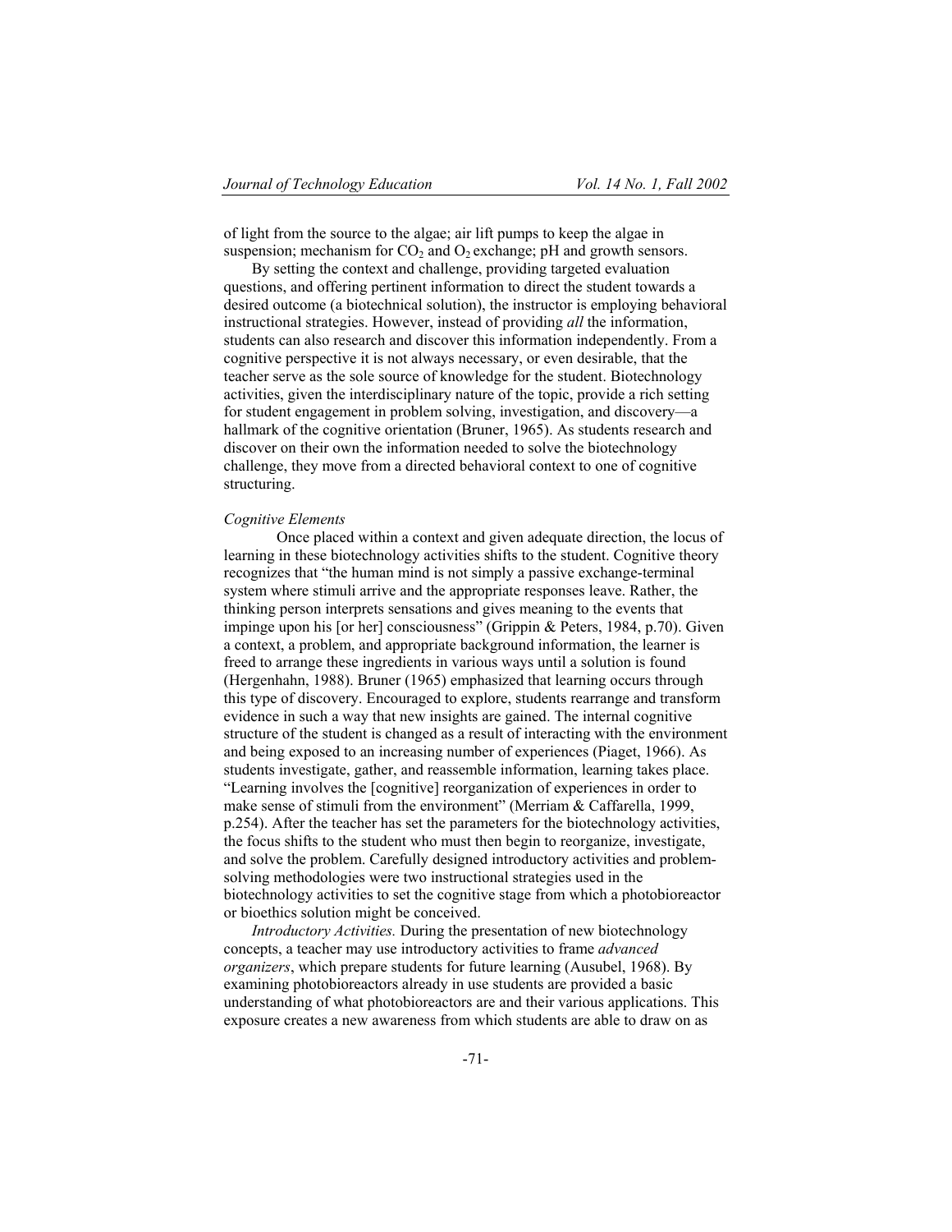of light from the source to the algae; air lift pumps to keep the algae in suspension; mechanism for $CO_2$ and $O_2$ exchange; pH and growth sensors.

By setting the context and challenge, providing targeted evaluation questions, and offering pertinent information to direct the student towards a desired outcome (a biotechnical solution), the instructor is employing behavioral instructional strategies. However, instead of providing *all* the information, students can also research and discover this information independently. From a cognitive perspective it is not always necessary, or even desirable, that the teacher serve as the sole source of knowledge for the student. Biotechnology activities, given the interdisciplinary nature of the topic, provide a rich setting for student engagement in problem solving, investigation, and discovery—a hallmark of the cognitive orientation (Bruner, 1965). As students research and discover on their own the information needed to solve the biotechnology challenge, they move from a directed behavioral context to one of cognitive structuring.

*Cognitive Elements*

Once placed within a context and given adequate direction, the locus of learning in these biotechnology activities shifts to the student. Cognitive theory recognizes that "the human mind is not simply a passive exchange-terminal system where stimuli arrive and the appropriate responses leave. Rather, the thinking person interprets sensations and gives meaning to the events that impinge upon his [or her] consciousness" (Grippin & Peters, 1984, p.70). Given a context, a problem, and appropriate background information, the learner is freed to arrange these ingredients in various ways until a solution is found (Hergenhahn, 1988). Bruner (1965) emphasized that learning occurs through this type of discovery. Encouraged to explore, students rearrange and transform evidence in such a way that new insights are gained. The internal cognitive structure of the student is changed as a result of interacting with the environment and being exposed to an increasing number of experiences (Piaget, 1966). As students investigate, gather, and reassemble information, learning takes place. "Learning involves the [cognitive] reorganization of experiences in order to make sense of stimuli from the environment" (Merriam & Caffarella, 1999, p.254). After the teacher has set the parameters for the biotechnology activities, the focus shifts to the student who must then begin to reorganize, investigate, and solve the problem. Carefully designed introductory activities and problem-solving methodologies were two instructional strategies used in the biotechnology activities to set the cognitive stage from which a photobioreactor or bioethics solution might be conceived.

*Introductory Activities.* During the presentation of new biotechnology concepts, a teacher may use introductory activities to frame *advanced organizers*, which prepare students for future learning (Ausubel, 1968). By examining photobioreactors already in use students are provided a basic understanding of what photobioreactors are and their various applications. This exposure creates a new awareness from which students are able to draw on as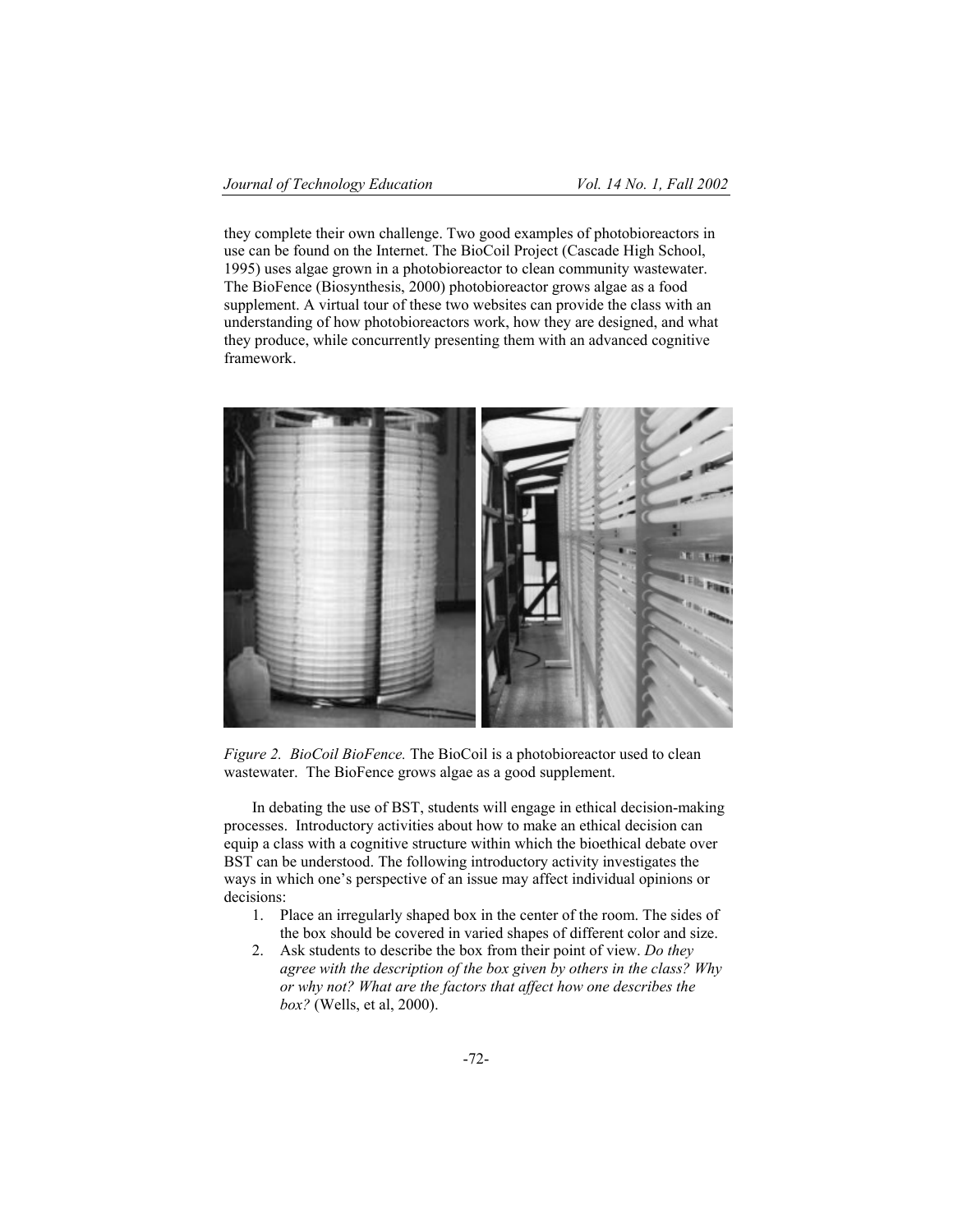they complete their own challenge. Two good examples of photobioreactors in use can be found on the Internet. The BioCoil Project (Cascade High School, 1995) uses algae grown in a photobioreactor to clean community wastewater. The BioFence (Biosynthesis, 2000) photobioreactor grows algae as a food supplement. A virtual tour of these two websites can provide the class with an understanding of how photobioreactors work, how they are designed, and what they produce, while concurrently presenting them with an advanced cognitive framework.

*Figure 2. BioCoil BioFence.* The BioCoil is a photobioreactor used to clean wastewater. The BioFence grows algae as a good supplement.

In debating the use of BST, students will engage in ethical decision-making processes. Introductory activities about how to make an ethical decision can equip a class with a cognitive structure within which the bioethical debate over BST can be understood. The following introductory activity investigates the ways in which one's perspective of an issue may affect individual opinions or decisions:

1. Place an irregularly shaped box in the center of the room. The sides of the box should be covered in varied shapes of different color and size.
2. Ask students to describe the box from their point of view. *Do they agree with the description of the box given by others in the class? Why or why not? What are the factors that affect how one describes the box?* (Wells, et al, 2000).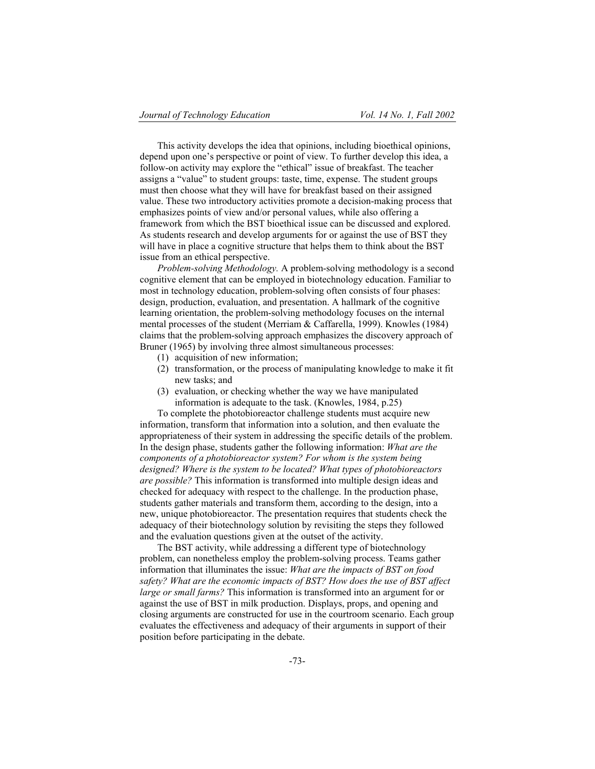This activity develops the idea that opinions, including bioethical opinions, depend upon one's perspective or point of view. To further develop this idea, a follow-on activity may explore the "ethical" issue of breakfast. The teacher assigns a "value" to student groups: taste, time, expense. The student groups must then choose what they will have for breakfast based on their assigned value. These two introductory activities promote a decision-making process that emphasizes points of view and/or personal values, while also offering a framework from which the BST bioethical issue can be discussed and explored. As students research and develop arguments for or against the use of BST they will have in place a cognitive structure that helps them to think about the BST issue from an ethical perspective.

*Problem-solving Methodology.* A problem-solving methodology is a second cognitive element that can be employed in biotechnology education. Familiar to most in technology education, problem-solving often consists of four phases: design, production, evaluation, and presentation. A hallmark of the cognitive learning orientation, the problem-solving methodology focuses on the internal mental processes of the student (Merriam & Caffarella, 1999). Knowles (1984) claims that the problem-solving approach emphasizes the discovery approach of Bruner (1965) by involving three almost simultaneous processes:

(1) acquisition of new information;
(2) transformation, or the process of manipulating knowledge to make it fit new tasks; and
(3) evaluation, or checking whether the way we have manipulated information is adequate to the task. (Knowles, 1984, p.25)

To complete the photobioreactor challenge students must acquire new information, transform that information into a solution, and then evaluate the appropriateness of their system in addressing the specific details of the problem. In the design phase, students gather the following information: *What are the components of a photobioreactor system? For whom is the system being designed? Where is the system to be located? What types of photobioreactors are possible?* This information is transformed into multiple design ideas and checked for adequacy with respect to the challenge. In the production phase, students gather materials and transform them, according to the design, into a new, unique photobioreactor. The presentation requires that students check the adequacy of their biotechnology solution by revisiting the steps they followed and the evaluation questions given at the outset of the activity.

The BST activity, while addressing a different type of biotechnology problem, can nonetheless employ the problem-solving process. Teams gather information that illuminates the issue: *What are the impacts of BST on food safety? What are the economic impacts of BST? How does the use of BST affect large or small farms?* This information is transformed into an argument for or against the use of BST in milk production. Displays, props, and opening and closing arguments are constructed for use in the courtroom scenario. Each group evaluates the effectiveness and adequacy of their arguments in support of their position before participating in the debate.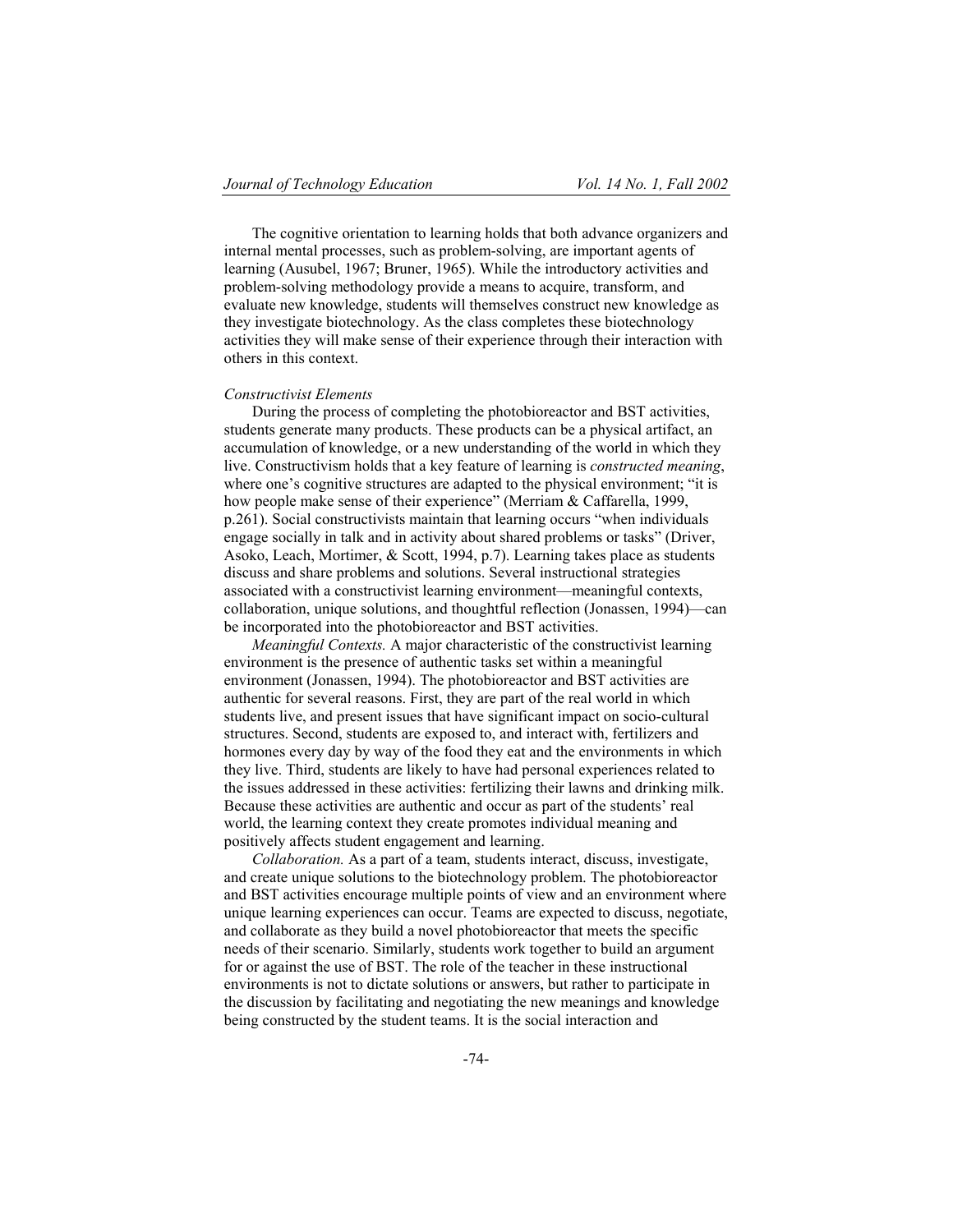The cognitive orientation to learning holds that both advance organizers and internal mental processes, such as problem-solving, are important agents of learning (Ausubel, 1967; Bruner, 1965). While the introductory activities and problem-solving methodology provide a means to acquire, transform, and evaluate new knowledge, students will themselves construct new knowledge as they investigate biotechnology. As the class completes these biotechnology activities they will make sense of their experience through their interaction with others in this context.

### *Constructivist Elements*

During the process of completing the photobioreactor and BST activities, students generate many products. These products can be a physical artifact, an accumulation of knowledge, or a new understanding of the world in which they live. Constructivism holds that a key feature of learning is *constructed meaning*, where one's cognitive structures are adapted to the physical environment; "it is how people make sense of their experience" (Merriam & Caffarella, 1999, p.261). Social constructivists maintain that learning occurs "when individuals engage socially in talk and in activity about shared problems or tasks" (Driver, Asoko, Leach, Mortimer, & Scott, 1994, p.7). Learning takes place as students discuss and share problems and solutions. Several instructional strategies associated with a constructivist learning environment—meaningful contexts, collaboration, unique solutions, and thoughtful reflection (Jonassen, 1994)—can be incorporated into the photobioreactor and BST activities.

*Meaningful Contexts.* A major characteristic of the constructivist learning environment is the presence of authentic tasks set within a meaningful environment (Jonassen, 1994). The photobioreactor and BST activities are authentic for several reasons. First, they are part of the real world in which students live, and present issues that have significant impact on socio-cultural structures. Second, students are exposed to, and interact with, fertilizers and hormones every day by way of the food they eat and the environments in which they live. Third, students are likely to have had personal experiences related to the issues addressed in these activities: fertilizing their lawns and drinking milk. Because these activities are authentic and occur as part of the students' real world, the learning context they create promotes individual meaning and positively affects student engagement and learning.

*Collaboration.* As a part of a team, students interact, discuss, investigate, and create unique solutions to the biotechnology problem. The photobioreactor and BST activities encourage multiple points of view and an environment where unique learning experiences can occur. Teams are expected to discuss, negotiate, and collaborate as they build a novel photobioreactor that meets the specific needs of their scenario. Similarly, students work together to build an argument for or against the use of BST. The role of the teacher in these instructional environments is not to dictate solutions or answers, but rather to participate in the discussion by facilitating and negotiating the new meanings and knowledge being constructed by the student teams. It is the social interaction and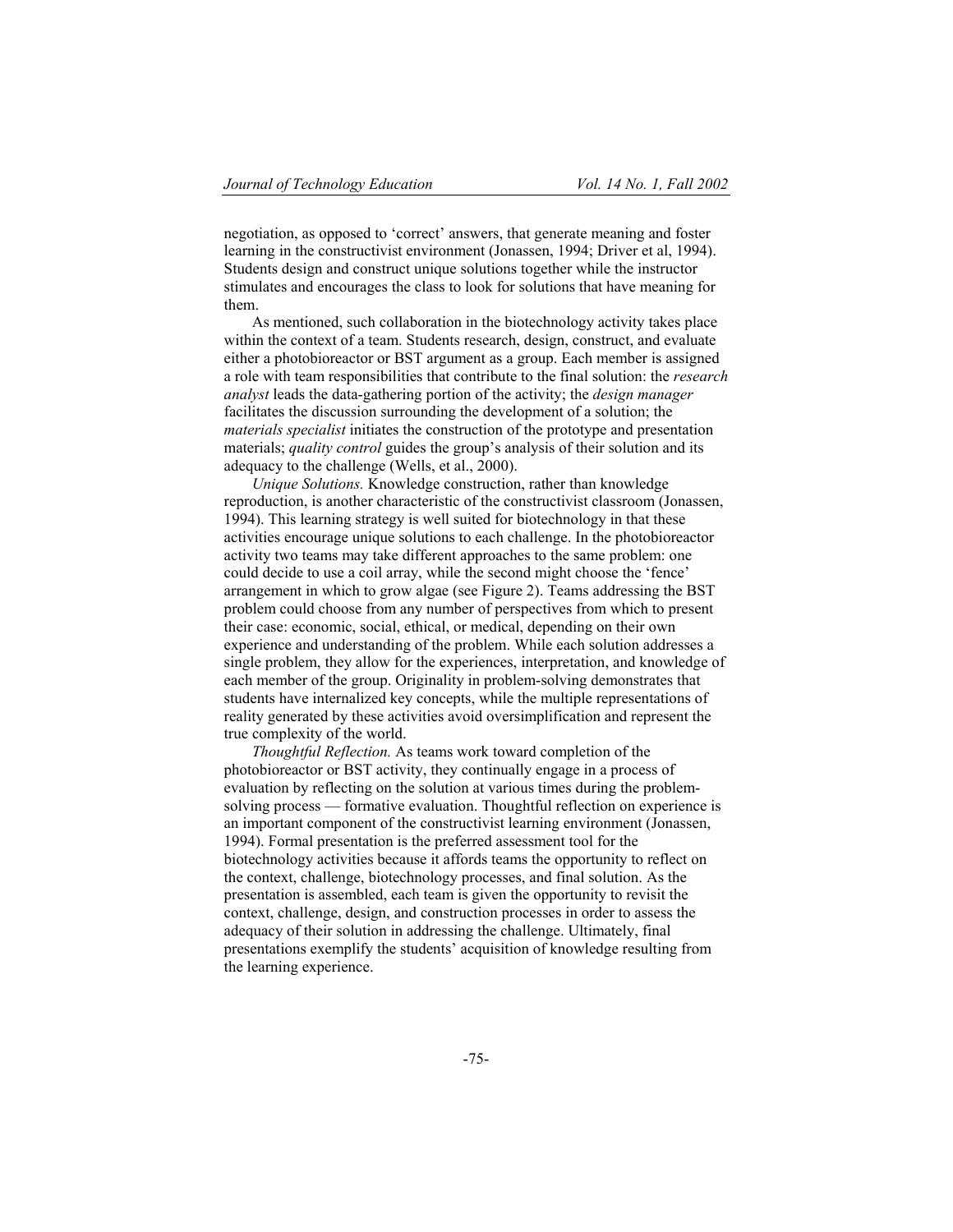negotiation, as opposed to 'correct' answers, that generate meaning and foster learning in the constructivist environment (Jonassen, 1994; Driver et al, 1994). Students design and construct unique solutions together while the instructor stimulates and encourages the class to look for solutions that have meaning for them.

As mentioned, such collaboration in the biotechnology activity takes place within the context of a team. Students research, design, construct, and evaluate either a photobioreactor or BST argument as a group. Each member is assigned a role with team responsibilities that contribute to the final solution: the *research analyst* leads the data-gathering portion of the activity; the *design manager* facilitates the discussion surrounding the development of a solution; the *materials specialist* initiates the construction of the prototype and presentation materials; *quality control* guides the group's analysis of their solution and its adequacy to the challenge (Wells, et al., 2000).

*Unique Solutions.* Knowledge construction, rather than knowledge reproduction, is another characteristic of the constructivist classroom (Jonassen, 1994). This learning strategy is well suited for biotechnology in that these activities encourage unique solutions to each challenge. In the photobioreactor activity two teams may take different approaches to the same problem: one could decide to use a coil array, while the second might choose the 'fence' arrangement in which to grow algae (see Figure 2). Teams addressing the BST problem could choose from any number of perspectives from which to present their case: economic, social, ethical, or medical, depending on their own experience and understanding of the problem. While each solution addresses a single problem, they allow for the experiences, interpretation, and knowledge of each member of the group. Originality in problem-solving demonstrates that students have internalized key concepts, while the multiple representations of reality generated by these activities avoid oversimplification and represent the true complexity of the world.

*Thoughtful Reflection.* As teams work toward completion of the photobioreactor or BST activity, they continually engage in a process of evaluation by reflecting on the solution at various times during the problem-solving process — formative evaluation. Thoughtful reflection on experience is an important component of the constructivist learning environment (Jonassen, 1994). Formal presentation is the preferred assessment tool for the biotechnology activities because it affords teams the opportunity to reflect on the context, challenge, biotechnology processes, and final solution. As the presentation is assembled, each team is given the opportunity to revisit the context, challenge, design, and construction processes in order to assess the adequacy of their solution in addressing the challenge. Ultimately, final presentations exemplify the students' acquisition of knowledge resulting from the learning experience.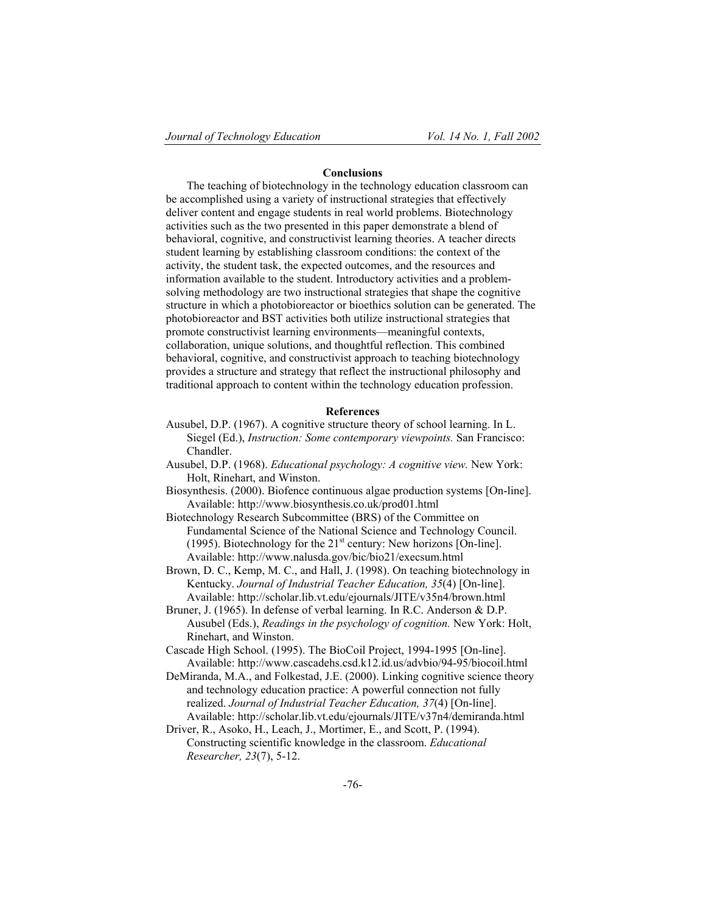## Conclusions

The teaching of biotechnology in the technology education classroom can be accomplished using a variety of instructional strategies that effectively deliver content and engage students in real world problems. Biotechnology activities such as the two presented in this paper demonstrate a blend of behavioral, cognitive, and constructivist learning theories. A teacher directs student learning by establishing classroom conditions: the context of the activity, the student task, the expected outcomes, and the resources and information available to the student. Introductory activities and a problem-solving methodology are two instructional strategies that shape the cognitive structure in which a photobioreactor or bioethics solution can be generated. The photobioreactor and BST activities both utilize instructional strategies that promote constructivist learning environments—meaningful contexts, collaboration, unique solutions, and thoughtful reflection. This combined behavioral, cognitive, and constructivist approach to teaching biotechnology provides a structure and strategy that reflect the instructional philosophy and traditional approach to content within the technology education profession.

## References

Ausubel, D.P. (1967). A cognitive structure theory of school learning. In L. Siegel (Ed.), *Instruction: Some contemporary viewpoints.* San Francisco: Chandler.

Ausubel, D.P. (1968). *Educational psychology: A cognitive view.* New York: Holt, Rinehart, and Winston.

Biosynthesis. (2000). Biofence continuous algae production systems [On-line]. Available: http://www.biosynthesis.co.uk/prod01.html

Biotechnology Research Subcommittee (BRS) of the Committee on Fundamental Science of the National Science and Technology Council. (1995). Biotechnology for the 21st century: New horizons [On-line]. Available: http://www.nalusda.gov/bic/bio21/execsum.html

Brown, D. C., Kemp, M. C., and Hall, J. (1998). On teaching biotechnology in Kentucky. *Journal of Industrial Teacher Education, 35*(4) [On-line]. Available: http://scholar.lib.vt.edu/ejournals/JITE/v35n4/brown.html

Bruner, J. (1965). In defense of verbal learning. In R.C. Anderson & D.P. Ausubel (Eds.), *Readings in the psychology of cognition.* New York: Holt, Rinehart, and Winston.

Cascade High School. (1995). The BioCoil Project, 1994-1995 [On-line]. Available: http://www.cascadehs.csd.k12.id.us/advbio/94-95/biocoil.html

DeMiranda, M.A., and Folkestad, J.E. (2000). Linking cognitive science theory and technology education practice: A powerful connection not fully realized. *Journal of Industrial Teacher Education, 37*(4) [On-line]. Available: http://scholar.lib.vt.edu/ejournals/JITE/v37n4/demiranda.html

Driver, R., Asoko, H., Leach, J., Mortimer, E., and Scott, P. (1994). Constructing scientific knowledge in the classroom. *Educational Researcher, 23*(7), 5-12.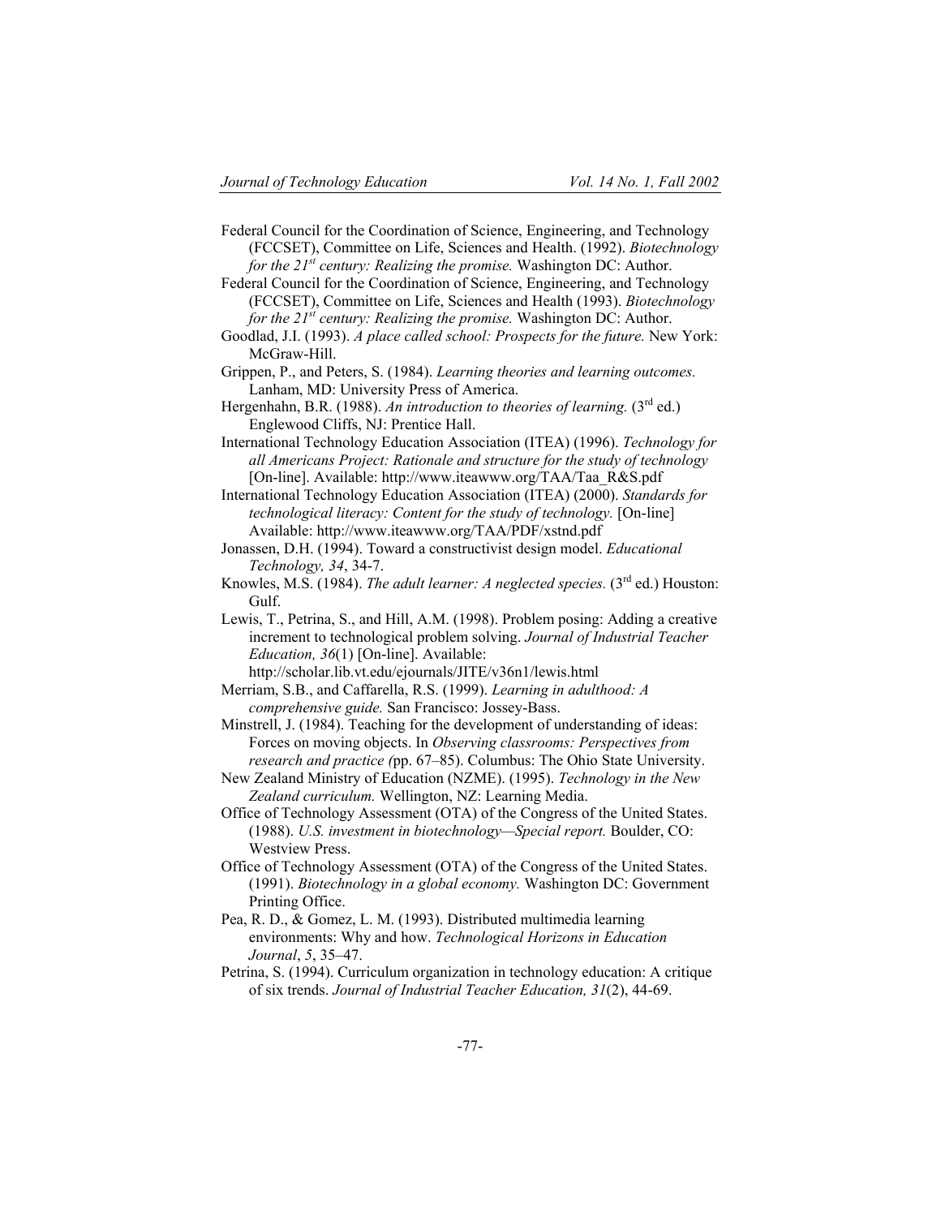Federal Council for the Coordination of Science, Engineering, and Technology (FCCSET), Committee on Life, Sciences and Health. (1992). *Biotechnology for the 21st century: Realizing the promise.* Washington DC: Author.

Federal Council for the Coordination of Science, Engineering, and Technology (FCCSET), Committee on Life, Sciences and Health (1993). *Biotechnology for the 21st century: Realizing the promise.* Washington DC: Author.

Goodlad, J.I. (1993). *A place called school: Prospects for the future.* New York: McGraw-Hill.

Grippen, P., and Peters, S. (1984). *Learning theories and learning outcomes.* Lanham, MD: University Press of America.

Hergenhahn, B.R. (1988). *An introduction to theories of learning.* (3rd ed.) Englewood Cliffs, NJ: Prentice Hall.

International Technology Education Association (ITEA) (1996). *Technology for all Americans Project: Rationale and structure for the study of technology* [On-line]. Available: http://www.iteawww.org/TAA/Taa_R&S.pdf

International Technology Education Association (ITEA) (2000). *Standards for technological literacy: Content for the study of technology.* [On-line] Available: http://www.iteawww.org/TAA/PDF/xstnd.pdf

Jonassen, D.H. (1994). Toward a constructivist design model. *Educational Technology, 34*, 34-7.

Knowles, M.S. (1984). *The adult learner: A neglected species.* (3rd ed.) Houston: Gulf.

Lewis, T., Petrina, S., and Hill, A.M. (1998). Problem posing: Adding a creative increment to technological problem solving. *Journal of Industrial Teacher Education, 36*(1) [On-line]. Available: http://scholar.lib.vt.edu/ejournals/JITE/v36n1/lewis.html

Merriam, S.B., and Caffarella, R.S. (1999). *Learning in adulthood: A comprehensive guide.* San Francisco: Jossey-Bass.

Minstrell, J. (1984). Teaching for the development of understanding of ideas: Forces on moving objects. In *Observing classrooms: Perspectives from research and practice (*pp. 67–85). Columbus: The Ohio State University.

New Zealand Ministry of Education (NZME). (1995). *Technology in the New Zealand curriculum.* Wellington, NZ: Learning Media.

Office of Technology Assessment (OTA) of the Congress of the United States. (1988). *U.S. investment in biotechnology—Special report.* Boulder, CO: Westview Press.

Office of Technology Assessment (OTA) of the Congress of the United States. (1991). *Biotechnology in a global economy.* Washington DC: Government Printing Office.

Pea, R. D., & Gomez, L. M. (1993). Distributed multimedia learning environments: Why and how. *Technological Horizons in Education Journal*, *5*, 35–47.

Petrina, S. (1994). Curriculum organization in technology education: A critique of six trends. *Journal of Industrial Teacher Education, 31*(2), 44-69.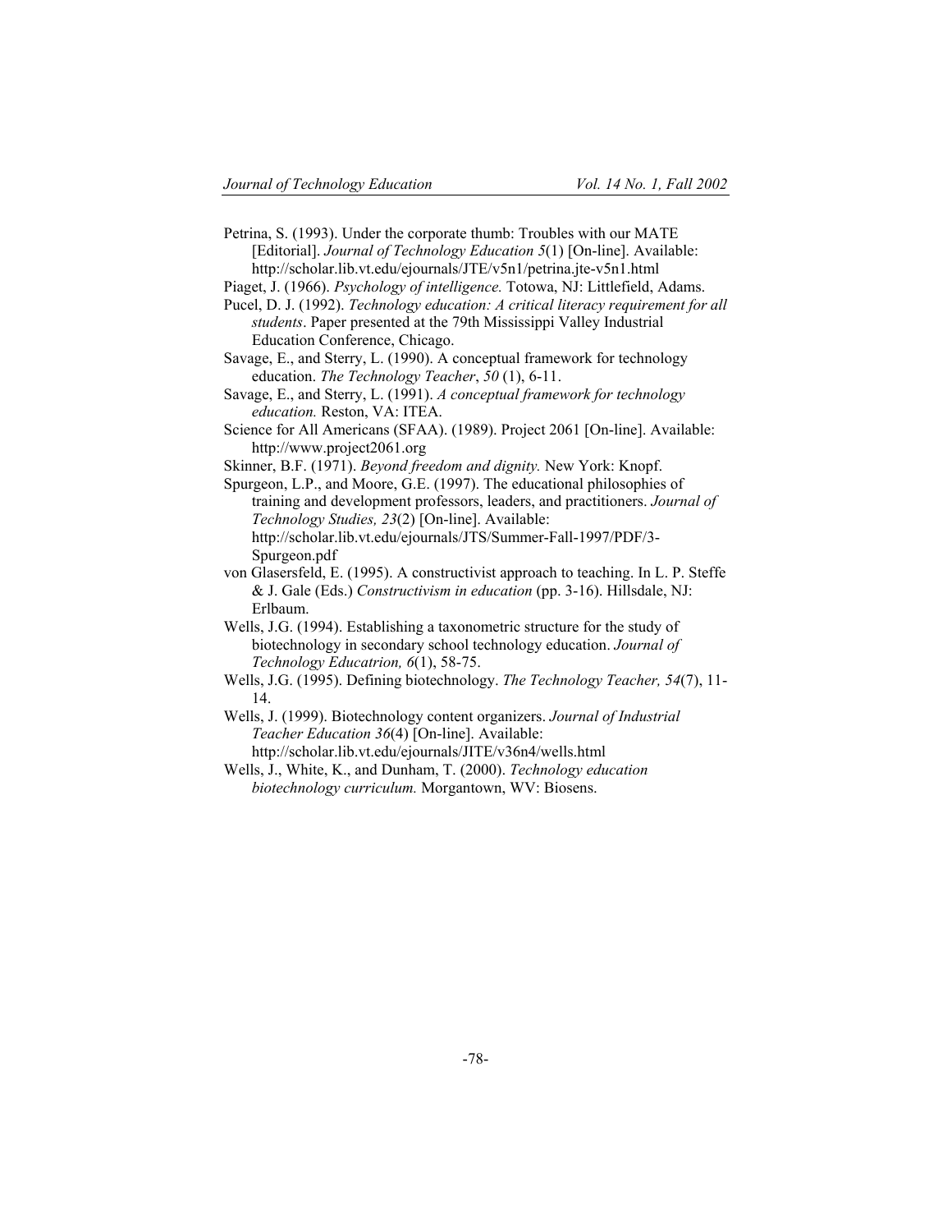Petrina, S. (1993). Under the corporate thumb: Troubles with our MATE [Editorial]. *Journal of Technology Education 5*(1) [On-line]. Available: http://scholar.lib.vt.edu/ejournals/JTE/v5n1/petrina.jte-v5n1.html

Piaget, J. (1966). *Psychology of intelligence.* Totowa, NJ: Littlefield, Adams.

Pucel, D. J. (1992). *Technology education: A critical literacy requirement for all students*. Paper presented at the 79th Mississippi Valley Industrial Education Conference, Chicago.

Savage, E., and Sterry, L. (1990). A conceptual framework for technology education. *The Technology Teacher*, *50* (1), 6-11.

Savage, E., and Sterry, L. (1991). *A conceptual framework for technology education.* Reston, VA: ITEA.

Science for All Americans (SFAA). (1989). Project 2061 [On-line]. Available: http://www.project2061.org

Skinner, B.F. (1971). *Beyond freedom and dignity.* New York: Knopf.

Spurgeon, L.P., and Moore, G.E. (1997). The educational philosophies of training and development professors, leaders, and practitioners. *Journal of Technology Studies, 23*(2) [On-line]. Available: http://scholar.lib.vt.edu/ejournals/JTS/Summer-Fall-1997/PDF/3-Spurgeon.pdf

von Glasersfeld, E. (1995). A constructivist approach to teaching. In L. P. Steffe & J. Gale (Eds.) *Constructivism in education* (pp. 3-16). Hillsdale, NJ: Erlbaum.

Wells, J.G. (1994). Establishing a taxonometric structure for the study of biotechnology in secondary school technology education. *Journal of Technology Educatrion, 6*(1), 58-75.

Wells, J.G. (1995). Defining biotechnology. *The Technology Teacher, 54*(7), 11-14.

Wells, J. (1999). Biotechnology content organizers. *Journal of Industrial Teacher Education 36*(4) [On-line]. Available: http://scholar.lib.vt.edu/ejournals/JITE/v36n4/wells.html

Wells, J., White, K., and Dunham, T. (2000). *Technology education biotechnology curriculum.* Morgantown, WV: Biosens.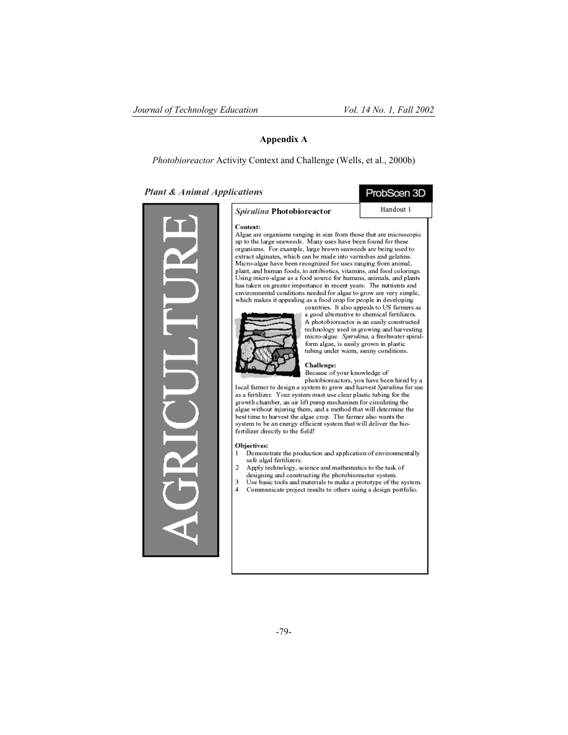## Appendix A

*Photobioreactor* Activity Context and Challenge (Wells, et al., 2000b)

***Plant & Animal Applications***

ProbScen 3D

AGRICULTURE

### *Spirulina* Photobioreactor

Handout 1

**Context:**

Algae are organisms ranging in size from those that are microscopic up to the large seaweeds. Many uses have been found for these organisms. For example, large brown seaweeds are being used to extract alginates, which can be made into varnishes and gelatins. Micro-algae have been recognized for uses ranging from animal, plant, and human foods, to antibiotics, vitamins, and food colorings. Using micro-algae as a food source for humans, animals, and plants has taken on greater importance in recent years. The nutrients and environmental conditions needed for algae to grow are very simple, which makes it appealing as a food crop for people in developing countries. It also appeals to US farmers as a good alternative to chemical fertilizers. A photobioreactor is an easily constructed technology used in growing and harvesting micro-algae. *Spirulina*, a freshwater spiral-form algae, is easily grown in plastic tubing under warm, sunny conditions.

**Challenge:**

Because of your knowledge of photobioreactors, you have been hired by a local farmer to design a system to grow and harvest *Spirulina* for use as a fertilizer. Your system must use clear plastic tubing for the growth chamber, an air lift pump mechanism for circulating the algae without injuring them, and a method that will determine the best time to harvest the algae crop. The farmer also wants the system to be an energy efficient system that will deliver the bio-fertilizer directly to the field!

**Objectives:**

1. Demonstrate the production and application of environmentally safe algal fertilizers.
2. Apply technology, science and mathematics to the task of designing and constructing the photobioreactor system.
3. Use basic tools and materials to make a prototype of the system.
4. Communicate project results to others using a design portfolio.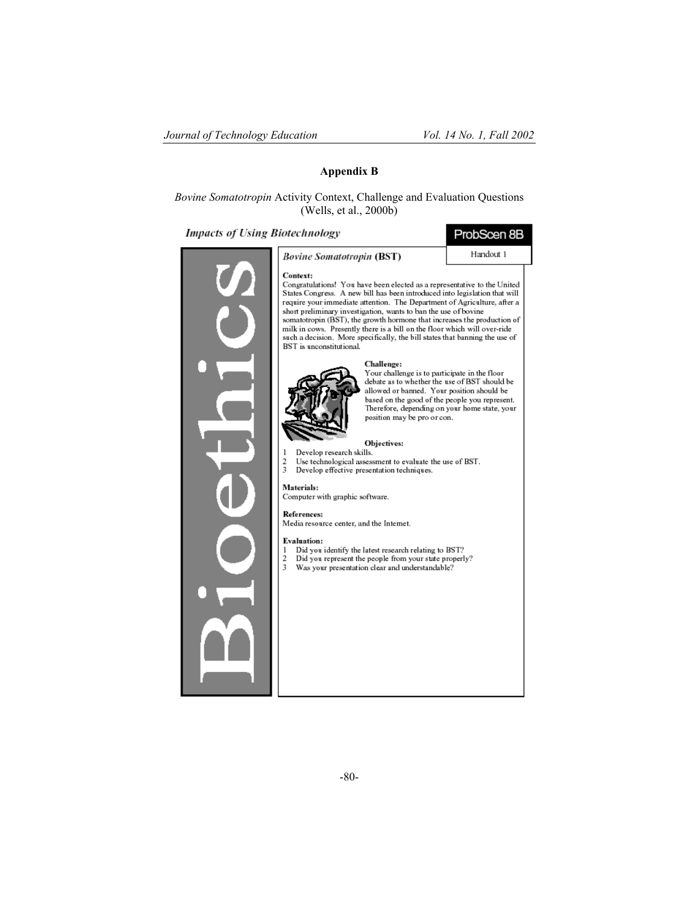## Appendix B

*Bovine Somatotropin* Activity Context, Challenge and Evaluation Questions (Wells, et al., 2000b)

***Impacts of Using Biotechnology***

**ProbScen 8B**

Handout 1

Bioethics

### *Bovine Somatotropin* (BST)

**Context:**
Congratulations! You have been elected as a representative to the United States Congress. A new bill has been introduced into legislation that will require your immediate attention. The Department of Agriculture, after a short preliminary investigation, wants to ban the use of bovine somatotropin (BST), the growth hormone that increases the production of milk in cows. Presently there is a bill on the floor which will over-ride such a decision. More specifically, the bill states that banning the use of BST is unconstitutional.

**Challenge:**
Your challenge is to participate in the floor debate as to whether the use of BST should be allowed or banned. Your position should be based on the good of the people you represent. Therefore, depending on your home state, your position may be pro or con.

**Objectives:**
1 Develop research skills.
2 Use technological assessment to evaluate the use of BST.
3 Develop effective presentation techniques.

**Materials:**
Computer with graphic software.

**References:**
Media resource center, and the Internet.

**Evaluation:**
1 Did you identify the latest research relating to BST?
2 Did you represent the people from your state properly?
3 Was your presentation clear and understandable?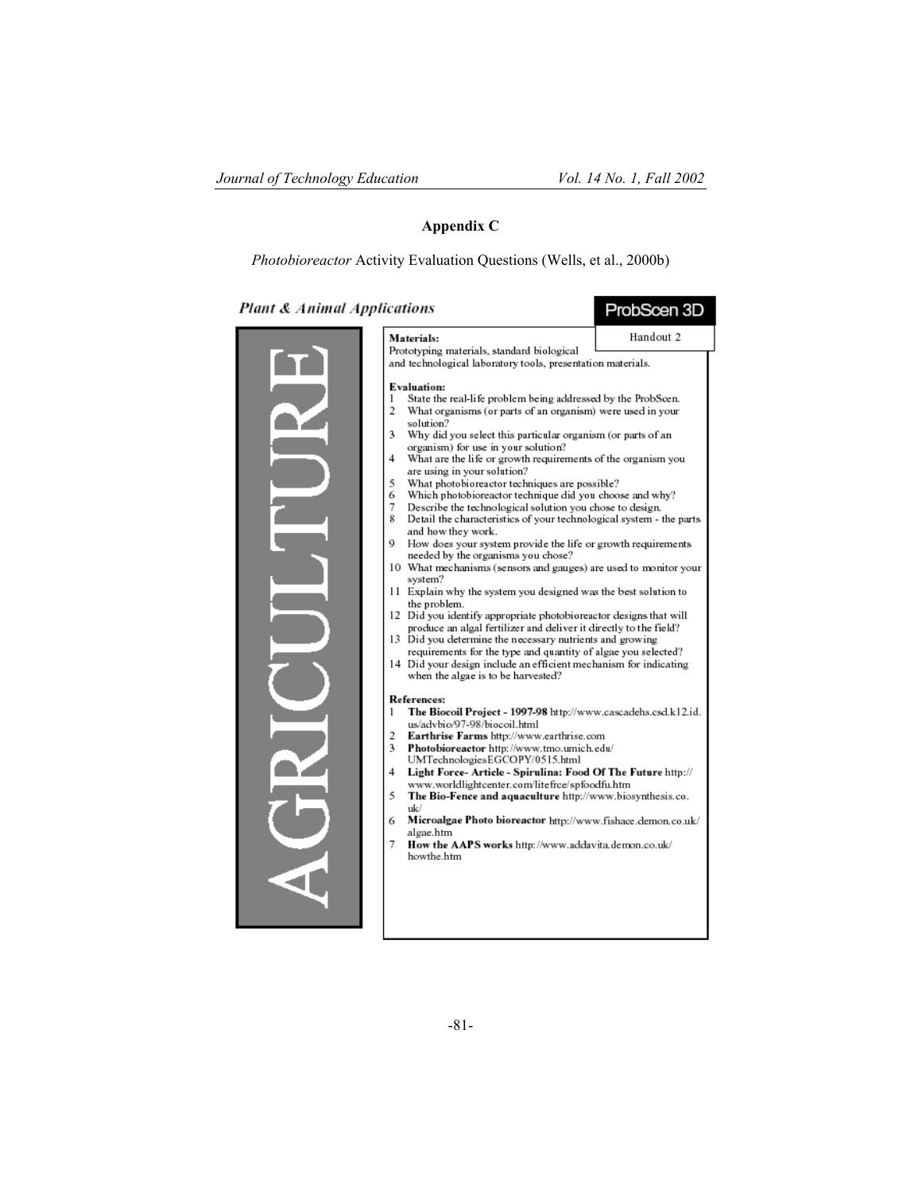## Appendix C

*Photobioreactor* Activity Evaluation Questions (Wells, et al., 2000b)

***Plant & Animal Applications***

ProbScen 3D

Handout 2

AGRICULTURE

**Materials:**
Prototyping materials, standard biological and technological laboratory tools, presentation materials.

**Evaluation:**

1. State the real-life problem being addressed by the ProbScen.
2. What organisms (or parts of an organism) were used in your solution?
3. Why did you select this particular organism (or parts of an organism) for use in your solution?
4. What are the life or growth requirements of the organism you are using in your solution?
5. What photobioreactor techniques are possible?
6. Which photobioreactor technique did you choose and why?
7. Describe the technological solution you chose to design.
8. Detail the characteristics of your technological system - the parts and how they work.
9. How does your system provide the life or growth requirements needed by the organisms you chose?
10. What mechanisms (sensors and gauges) are used to monitor your system?
11. Explain why the system you designed was the best solution to the problem.
12. Did you identify appropriate photobioreactor designs that will produce an algal fertilizer and deliver it directly to the field?
13. Did you determine the necessary nutrients and growing requirements for the type and quantity of algae you selected?
14. Did your design include an efficient mechanism for indicating when the algae is to be harvested?

**References:**

1. **The Biocoil Project - 1997-98** http://www.cascadehs.csd.k12.id.us/advbio/97-98/biocoil.html
2. **Earthrise Farms** http://www.earthrise.com
3. **Photobioreactor** http://www.tmo.umich.edu/UMTechnologiesEGCOPY/0515.html
4. **Light Force- Article - Spirulina: Food Of The Future** http://www.worldlightcenter.com/litefrce/spfoodfu.htm
5. **The Bio-Fence and aquaculture** http://www.biosynthesis.co.uk/
6. **Microalgae Photo bioreactor** http://www.fishace.demon.co.uk/algae.htm
7. **How the AAPS works** http://www.addavita.demon.co.uk/howthe.htm